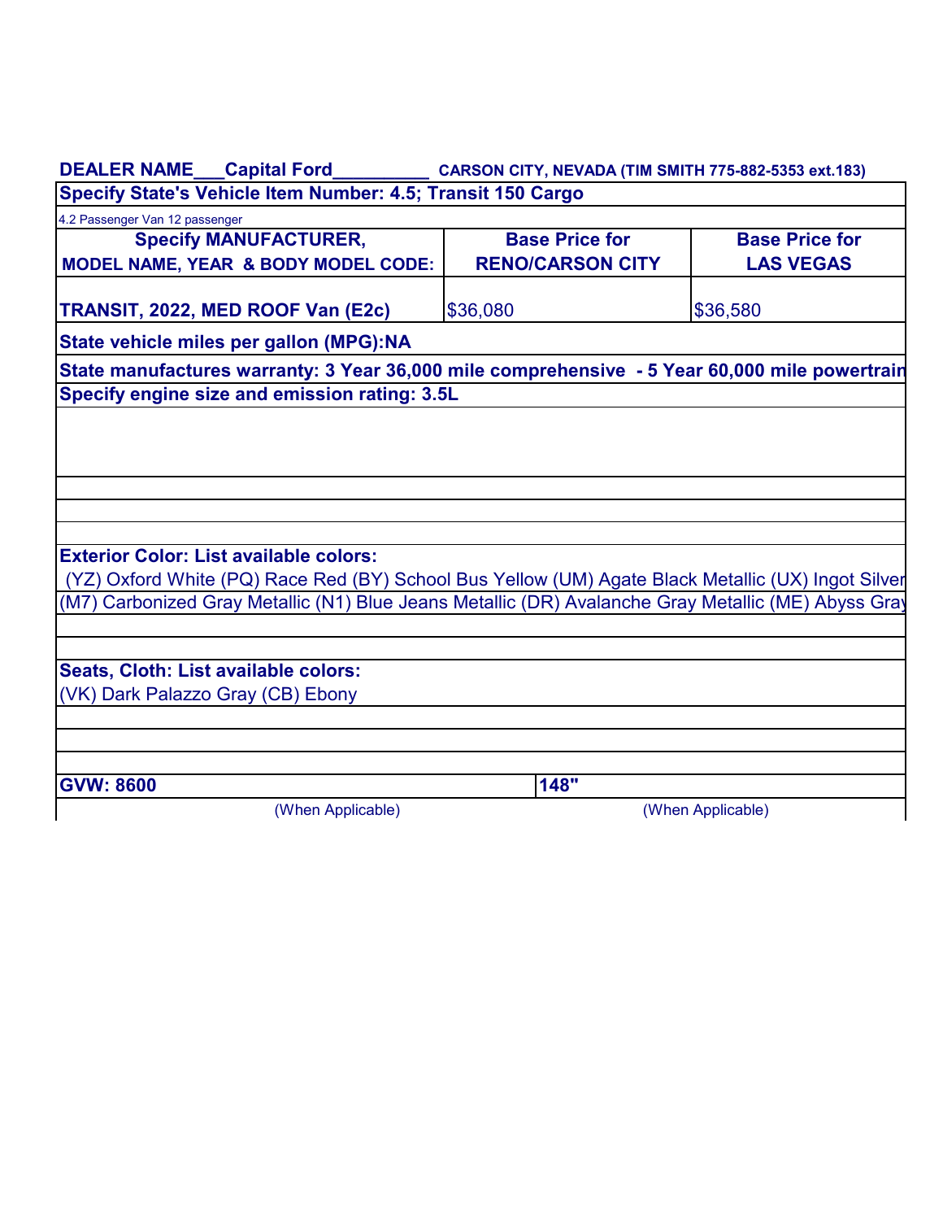**DEALER NAME\_\_\_Capital Ford\_\_\_\_\_\_\_\_\_** **CARSON CITY, NEVADA (TIM SMITH 775-882-5353 ext.183)**

**Specify State's Vehicle Item Number: 4.5; Transit 150 Cargo**

4.2 Passenger Van 12 passenger

| Specify MANUFACTURER, MODEL NAME, YEAR & BODY MODEL CODE: | Base Price for RENO/CARSON CITY | Base Price for LAS VEGAS |
|---|---|---|
| **TRANSIT, 2022, MED ROOF Van (E2c)** | $36,080 | $36,580 |

**State vehicle miles per gallon (MPG):NA**

**State manufactures warranty: 3 Year 36,000 mile comprehensive - 5 Year 60,000 mile powertrain**

**Specify engine size and emission rating: 3.5L**

**Exterior Color: List available colors:**

(YZ) Oxford White (PQ) Race Red (BY) School Bus Yellow (UM) Agate Black Metallic (UX) Ingot Silver
(M7) Carbonized Gray Metallic (N1) Blue Jeans Metallic (DR) Avalanche Gray Metallic (ME) Abyss Gray

**Seats, Cloth: List available colors:**

(VK) Dark Palazzo Gray (CB) Ebony

| **GVW: 8600** | **148"** |
|---|---|
| (When Applicable) | (When Applicable) |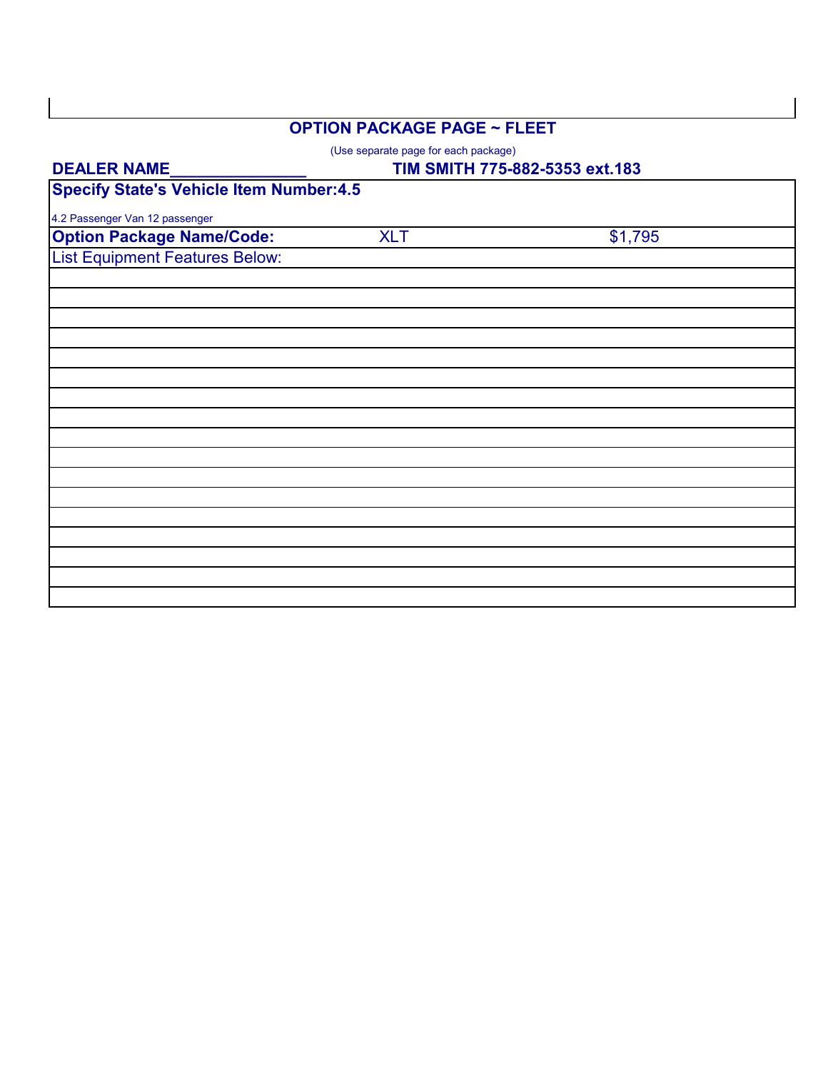## OPTION PACKAGE PAGE ~ FLEET

(Use separate page for each package)

**DEALER NAME_______________** **TIM SMITH 775-882-5353 ext.183**

| **Specify State's Vehicle Item Number:4.5** | | |
|---|---|---|
| 4.2 Passenger Van 12 passenger | | |
| **Option Package Name/Code:** | XLT | $1,795 |
| List Equipment Features Below: | | |
| | | |
| | | |
| | | |
| | | |
| | | |
| | | |
| | | |
| | | |
| | | |
| | | |
| | | |
| | | |
| | | |
| | | |
| | | |
| | | |
| | | |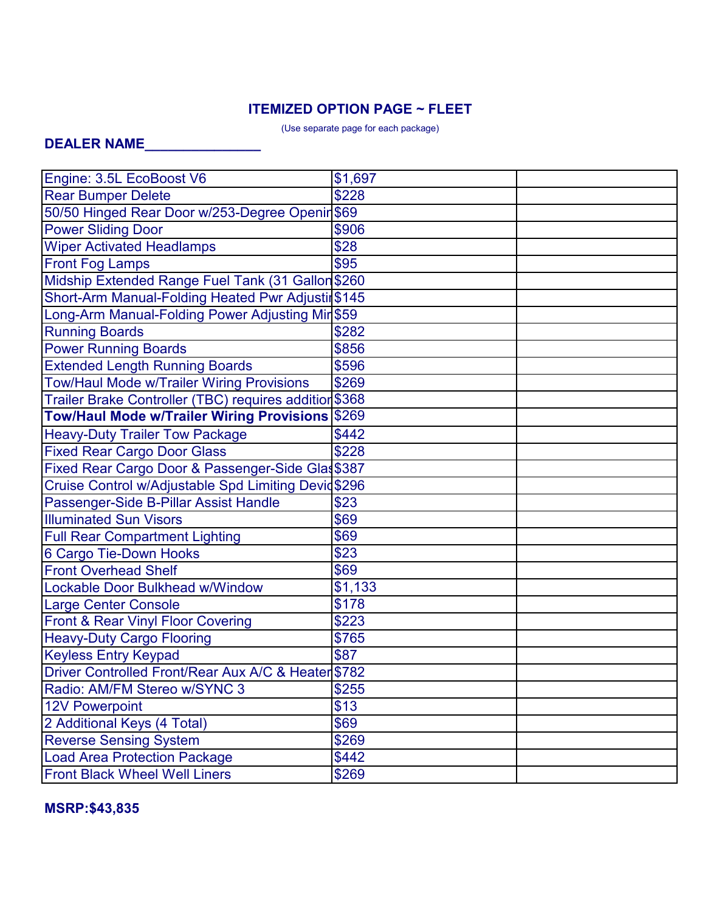## ITEMIZED OPTION PAGE ~ FLEET

(Use separate page for each package)

**DEALER NAME_______________**

| | | |
|---|---|---|
| Engine: 3.5L EcoBoost V6 | $1,697 | |
| Rear Bumper Delete | $228 | |
| 50/50 Hinged Rear Door w/253-Degree Openin | $69 | |
| Power Sliding Door | $906 | |
| Wiper Activated Headlamps | $28 | |
| Front Fog Lamps | $95 | |
| Midship Extended Range Fuel Tank (31 Gallon | $260 | |
| Short-Arm Manual-Folding Heated Pwr Adjustir | $145 | |
| Long-Arm Manual-Folding Power Adjusting Mir | $59 | |
| Running Boards | $282 | |
| Power Running Boards | $856 | |
| Extended Length Running Boards | $596 | |
| Tow/Haul Mode w/Trailer Wiring Provisions | $269 | |
| Trailer Brake Controller (TBC) requires additior | $368 | |
| **Tow/Haul Mode w/Trailer Wiring Provisions** | $269 | |
| Heavy-Duty Trailer Tow Package | $442 | |
| Fixed Rear Cargo Door Glass | $228 | |
| Fixed Rear Cargo Door & Passenger-Side Glas | $387 | |
| Cruise Control w/Adjustable Spd Limiting Devic | $296 | |
| Passenger-Side B-Pillar Assist Handle | $23 | |
| Illuminated Sun Visors | $69 | |
| Full Rear Compartment Lighting | $69 | |
| 6 Cargo Tie-Down Hooks | $23 | |
| Front Overhead Shelf | $69 | |
| Lockable Door Bulkhead w/Window | $1,133 | |
| Large Center Console | $178 | |
| Front & Rear Vinyl Floor Covering | $223 | |
| Heavy-Duty Cargo Flooring | $765 | |
| Keyless Entry Keypad | $87 | |
| Driver Controlled Front/Rear Aux A/C & Heater | $782 | |
| Radio: AM/FM Stereo w/SYNC 3 | $255 | |
| 12V Powerpoint | $13 | |
| 2 Additional Keys (4 Total) | $69 | |
| Reverse Sensing System | $269 | |
| Load Area Protection Package | $442 | |
| Front Black Wheel Well Liners | $269 | |

**MSRP:$43,835**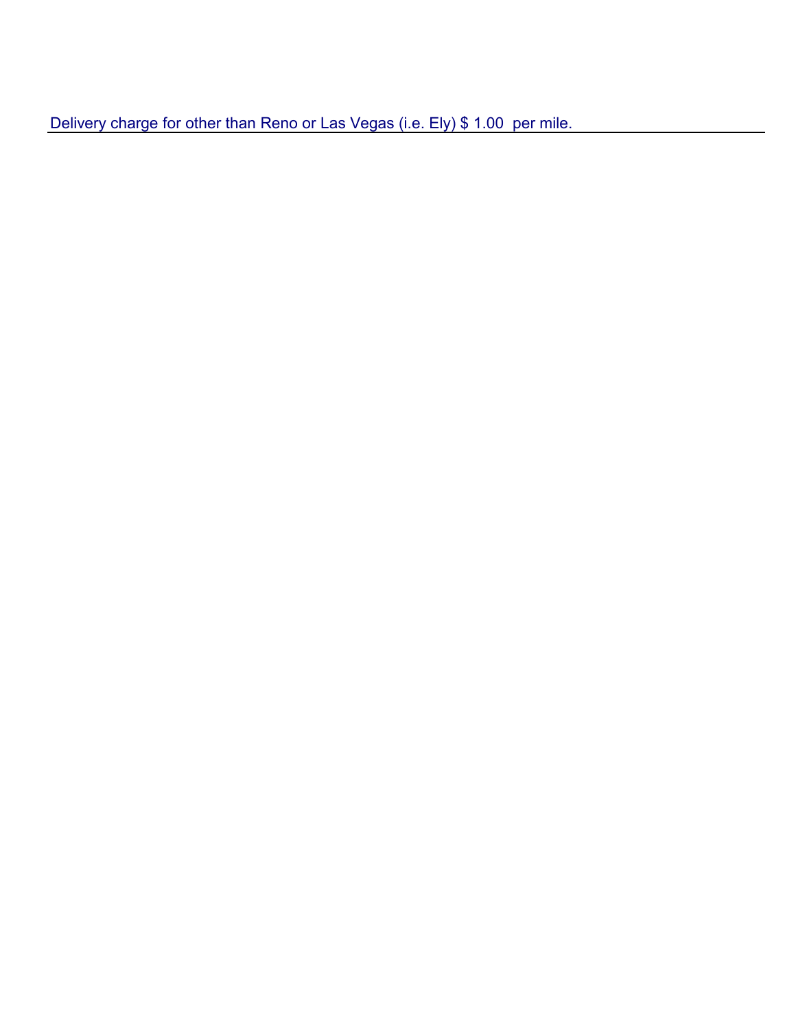Delivery charge for other than Reno or Las Vegas (i.e. Ely) $ 1.00 per mile.